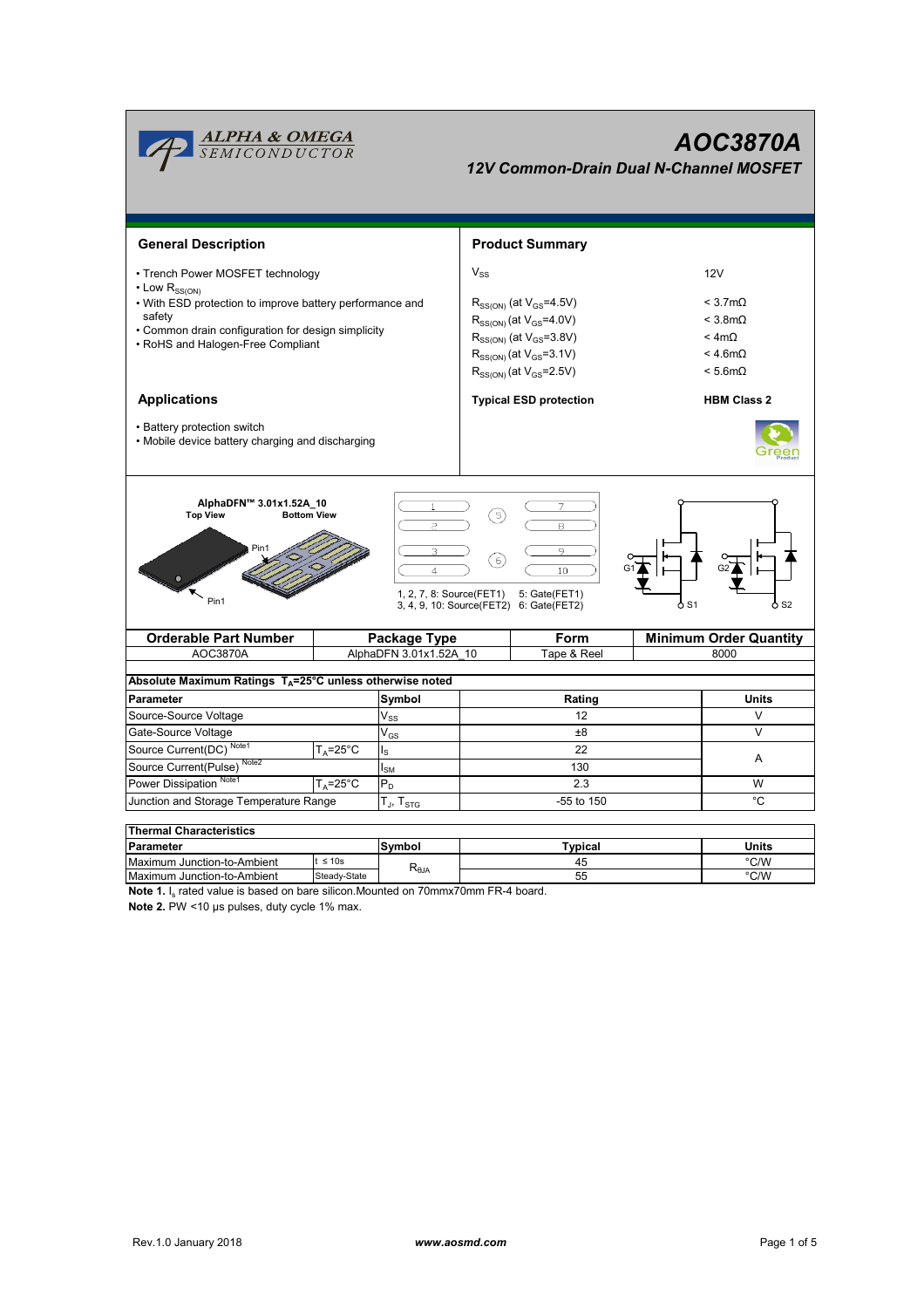# AOC3870A

## 12V Common-Drain Dual N-Channel MOSFET

### General Description

- Trench Power MOSFET technology
- Low $R_{SS(ON)}$
- With ESD protection to improve battery performance and safety
- Common drain configuration for design simplicity
- RoHS and Halogen-Free Compliant

### Product Summary

| | |
|---|---|
| $V_{SS}$ | 12V |
| $R_{SS(ON)}$ (at $V_{GS}$=4.5V) | < 3.7mΩ |
| $R_{SS(ON)}$ (at $V_{GS}$=4.0V) | < 3.8mΩ |
| $R_{SS(ON)}$ (at $V_{GS}$=3.8V) | < 4mΩ |
| $R_{SS(ON)}$ (at $V_{GS}$=3.1V) | < 4.6mΩ |
| $R_{SS(ON)}$ (at $V_{GS}$=2.5V) | < 5.6mΩ |
| **Typical ESD protection** | **HBM Class 2** |

### Applications

- Battery protection switch
- Mobile device battery charging and discharging

AlphaDFN™ 3.01x1.52A_10

Top View — Bottom View

Pin1

1, 2, 7, 8: Source(FET1) 5: Gate(FET1)
3, 4, 9, 10: Source(FET2) 6: Gate(FET2)

G1 G2 S1 S2

| Orderable Part Number | Package Type | Form | Minimum Order Quantity |
|---|---|---|---|
| AOC3870A | AlphaDFN 3.01x1.52A_10 | Tape & Reel | 8000 |

**Absolute Maximum Ratings $T_A$=25°C unless otherwise noted**

| Parameter | | Symbol | Rating | Units |
|---|---|---|---|---|
| Source-Source Voltage | | $V_{SS}$ | 12 | V |
| Gate-Source Voltage | | $V_{GS}$ | ±8 | V |
| Source Current(DC) Note1 | $T_A$=25°C | $I_S$ | 22 | A |
| Source Current(Pulse) Note2 | | $I_{SM}$ | 130 | A |
| Power Dissipation Note1 | $T_A$=25°C | $P_D$ | 2.3 | W |
| Junction and Storage Temperature Range | | $T_J$, $T_{STG}$ | -55 to 150 | °C |

**Thermal Characteristics**

| Parameter | | Symbol | Typical | Units |
|---|---|---|---|---|
| Maximum Junction-to-Ambient | t ≤ 10s | $R_{\theta JA}$ | 45 | °C/W |
| Maximum Junction-to-Ambient | Steady-State | $R_{\theta JA}$ | 55 | °C/W |

**Note 1.** $I_s$ rated value is based on bare silicon.Mounted on 70mmx70mm FR-4 board.

**Note 2.** PW <10 μs pulses, duty cycle 1% max.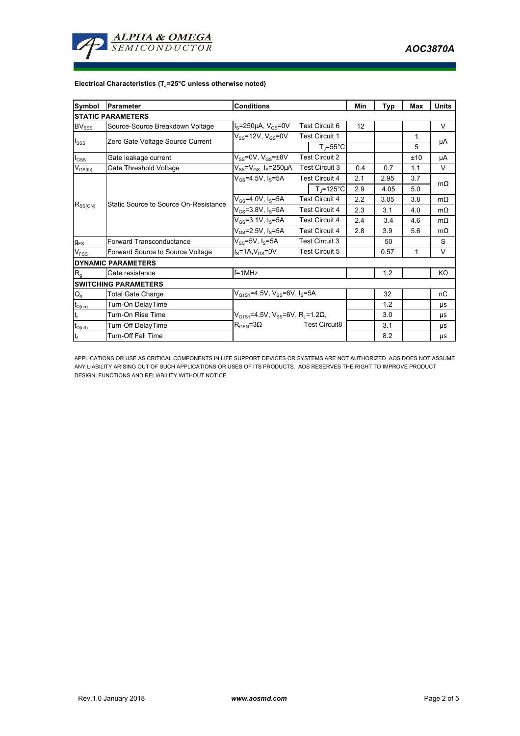**Electrical Characteristics ($T_J$=25°C unless otherwise noted)**

| Symbol | Parameter | Conditions | | Min | Typ | Max | Units |
|---|---|---|---|---|---|---|---|
| **STATIC PARAMETERS** | | | | | | | |
| $BV_{SSS}$ | Source-Source Breakdown Voltage | $I_S$=250µA, $V_{GS}$=0V | Test Circuit 6 | 12 | | | V |
| $I_{SSS}$ | Zero Gate Voltage Source Current | $V_{SS}$=12V, $V_{GS}$=0V | Test Circuit 1 | | | 1 | µA |
| | | | $T_J$=55°C | | | 5 | |
| $I_{GSS}$ | Gate leakage current | $V_{SS}$=0V, $V_{GS}$=±8V | Test Circuit 2 | | | ±10 | µA |
| $V_{GS(th)}$ | Gate Threshold Voltage | $V_{SS}$=$V_{GS,}$ $I_S$=250µA | Test Circuit 3 | 0.4 | 0.7 | 1.1 | V |
| $R_{SS(ON)}$ | Static Source to Source On-Resistance | $V_{GS}$=4.5V, $I_S$=5A | Test Circuit 4 | 2.1 | 2.95 | 3.7 | mΩ |
| | | | $T_J$=125°C | 2.9 | 4.05 | 5.0 | |
| | | $V_{GS}$=4.0V, $I_S$=5A | Test Circuit 4 | 2.2 | 3.05 | 3.8 | mΩ |
| | | $V_{GS}$=3.8V, $I_S$=5A | Test Circuit 4 | 2.3 | 3.1 | 4.0 | mΩ |
| | | $V_{GS}$=3.1V, $I_S$=5A | Test Circuit 4 | 2.4 | 3.4 | 4.6 | mΩ |
| | | $V_{GS}$=2.5V, $I_S$=5A | Test Circuit 4 | 2.8 | 3.9 | 5.6 | mΩ |
| $g_{FS}$ | Forward Transconductance | $V_{SS}$=5V, $I_S$=5A | Test Circuit 3 | | 50 | | S |
| $V_{FSS}$ | Forward Source to Source Voltage | $I_S$=1A,$V_{GS}$=0V | Test Circuit 5 | | 0.57 | 1 | V |
| **DYNAMIC PARAMETERS** | | | | | | | |
| $R_g$ | Gate resistance | f=1MHz | | | 1.2 | | KΩ |
| **SWITCHING PARAMETERS** | | | | | | | |
| $Q_g$ | Total Gate Charge | $V_{G1S1}$=4.5V, $V_{SS}$=6V, $I_S$=5A | | | 32 | | nC |
| $t_{D(on)}$ | Turn-On DelayTime | $V_{G1S1}$=4.5V, $V_{SS}$=6V, $R_L$=1.2Ω, $R_{GEN}$=3Ω | Test Circuit8 | | 1.2 | | µs |
| $t_r$ | Turn-On Rise Time | | | | 3.0 | | µs |
| $t_{D(off)}$ | Turn-Off DelayTime | | | | 3.1 | | µs |
| $t_f$ | Turn-Off Fall Time | | | | 8.2 | | µs |

APPLICATIONS OR USE AS CRITICAL COMPONENTS IN LIFE SUPPORT DEVICES OR SYSTEMS ARE NOT AUTHORIZED. AOS DOES NOT ASSUME ANY LIABILITY ARISING OUT OF SUCH APPLICATIONS OR USES OF ITS PRODUCTS. AOS RESERVES THE RIGHT TO IMPROVE PRODUCT DESIGN, FUNCTIONS AND RELIABILITY WITHOUT NOTICE.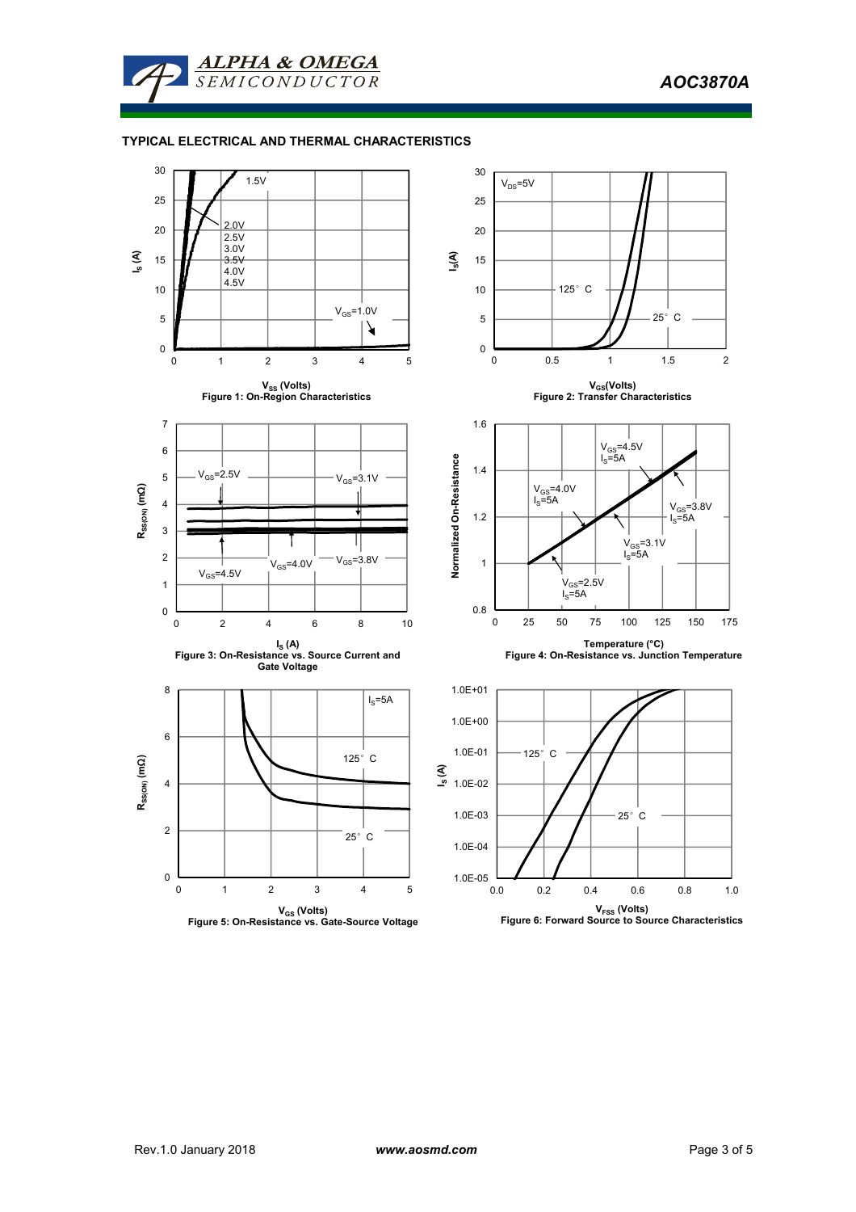## TYPICAL ELECTRICAL AND THERMAL CHARACTERISTICS

Figure 1: On-Region Characteristics

Figure 2: Transfer Characteristics

Figure 3: On-Resistance vs. Source Current and Gate Voltage

Figure 4: On-Resistance vs. Junction Temperature

Figure 5: On-Resistance vs. Gate-Source Voltage

Figure 6: Forward Source to Source Characteristics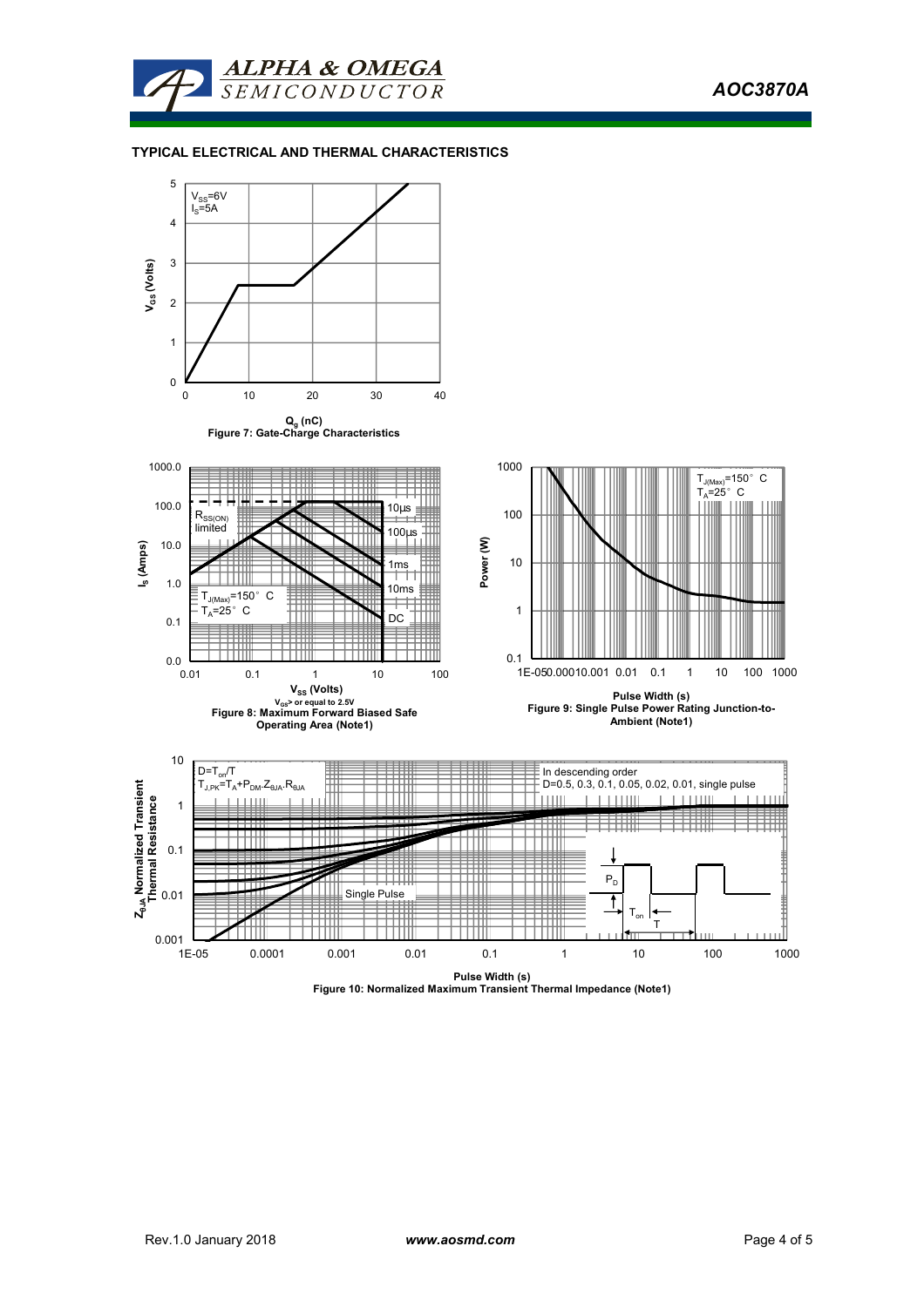## TYPICAL ELECTRICAL AND THERMAL CHARACTERISTICS

Figure 7: Gate-Charge Characteristics

Figure 8: Maximum Forward Biased Safe Operating Area (Note1)

Figure 9: Single Pulse Power Rating Junction-to-Ambient (Note1)

Figure 10: Normalized Maximum Transient Thermal Impedance (Note1)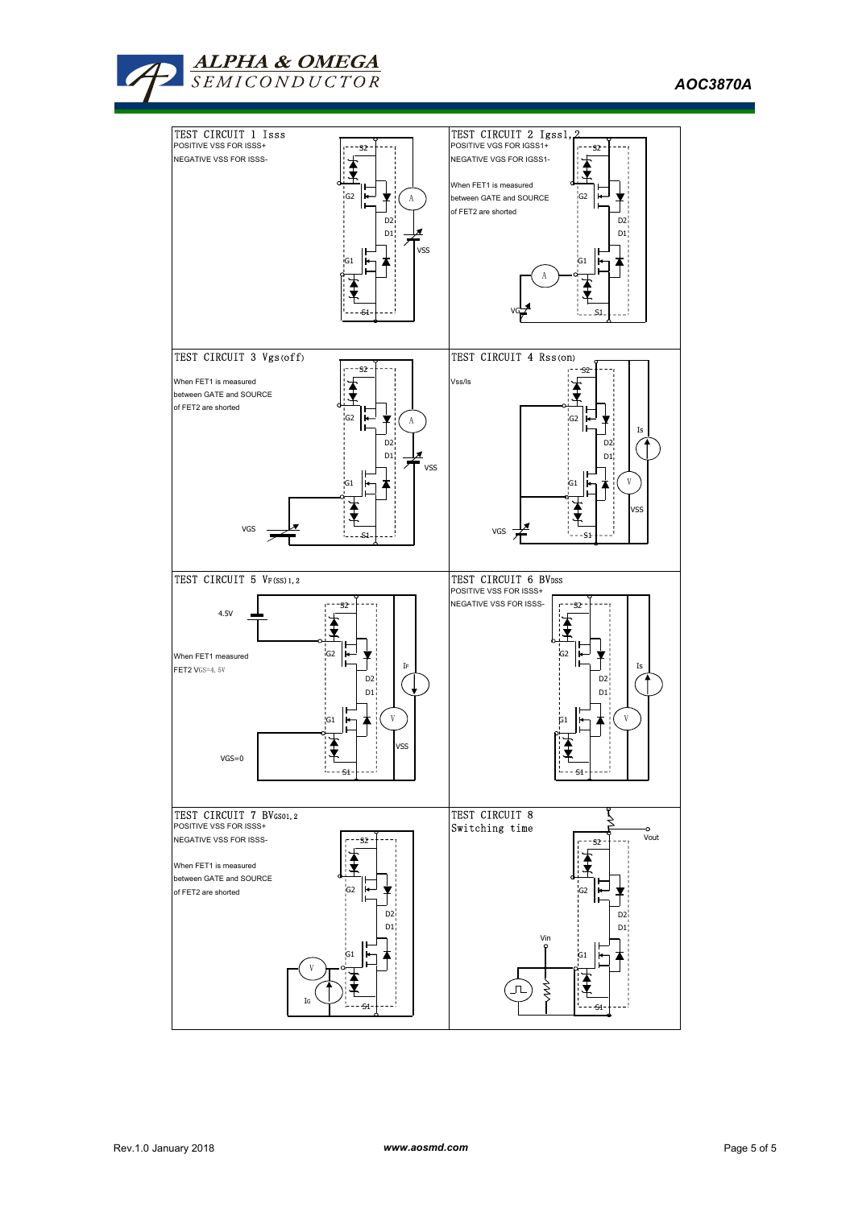## TEST CIRCUIT 1 Isss

POSITIVE VSS FOR ISSS+

NEGATIVE VSS FOR ISSS-

S2
G2
A
D2
D1
VSS
G1
S1

## TEST CIRCUIT 2 Igss1,2

POSITIVE VGS FOR IGSS1+

NEGATIVE VGS FOR IGSS1-

When FET1 is measured between GATE and SOURCE of FET2 are shorted

S2
G2
D2
D1
G1
A
VG
S1

## TEST CIRCUIT 3 Vgs(off)

When FET1 is measured between GATE and SOURCE of FET2 are shorted

S2
G2
A
D2
D1
VSS
G1
VGS
S1

## TEST CIRCUIT 4 Rss(on)

Vss/Is

S2
G2
Is
D2
D1
G1
V
VSS
VGS
S1

## TEST CIRCUIT 5 $V_{F(SS)1,2}$

4.5V

When FET1 measured

FET2 VGS=4.5V

S2
G2
IF
D2
D1
G1
V
VSS
VGS=0
S1

## TEST CIRCUIT 6 $BV_{DSS}$

POSITIVE VSS FOR ISSS+

NEGATIVE VSS FOR ISSS-

S2
G2
Is
D2
D1
G1
V
S1

## TEST CIRCUIT 7 $BV_{GSO1,2}$

POSITIVE VSS FOR ISSS+

NEGATIVE VSS FOR ISSS-

When FET1 is measured between GATE and SOURCE of FET2 are shorted

S2
G2
D2
D1
G1
V
IG
S1

## TEST CIRCUIT 8 Switching time

Vout
S2
G2
D2
D1
Vin
G1
S1